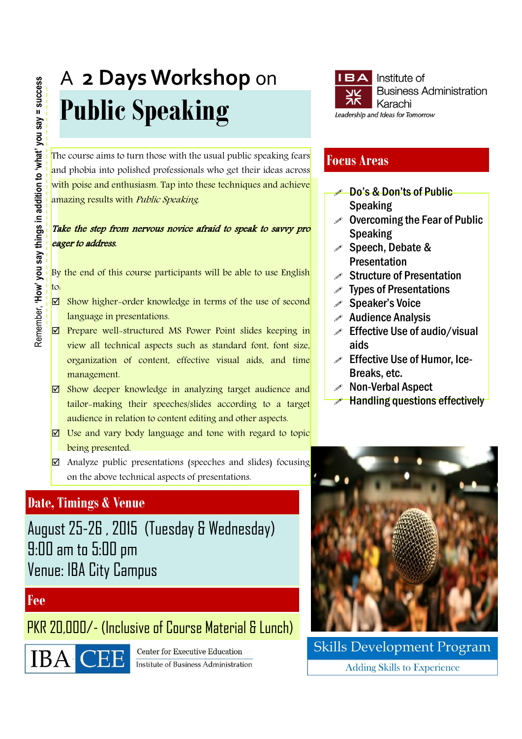Remember, 'How' you say things in addition to 'what' you say = success

A **2 Days Workshop** on

# Public Speaking

**IBA** Institute of Business Administration Karachi

*Leadership and Ideas for Tomorrow*

The course aims to turn those with the usual public speaking fears and phobia into polished professionals who get their ideas across with poise and enthusiasm. Tap into these techniques and achieve amazing results with *Public Speaking.*

***Take the step from nervous novice afraid to speak to savvy pro eager to address.***

By the end of this course participants will be able to use English to:

- ☑ Show higher-order knowledge in terms of the use of second language in presentations.
- ☑ Prepare well-structured MS Power Point slides keeping in view all technical aspects such as standard font, font size, organization of content, effective visual aids, and time management.
- ☑ Show deeper knowledge in analyzing target audience and tailor-making their speeches/slides according to a target audience in relation to content editing and other aspects.
- ☑ Use and vary body language and tone with regard to topic being presented.
- ☑ Analyze public presentations (speeches and slides) focusing on the above technical aspects of presentations.

## Focus Areas

- **Do's & Don'ts of Public Speaking**
- **Overcoming the Fear of Public Speaking**
- **Speech, Debate & Presentation**
- **Structure of Presentation**
- **Types of Presentations**
- **Speaker's Voice**
- **Audience Analysis**
- **Effective Use of audio/visual aids**
- **Effective Use of Humor, Ice-Breaks, etc.**
- **Non-Verbal Aspect**
- **Handling questions effectively**

## Date, Timings & Venue

August 25-26 , 2015 (Tuesday & Wednesday)
9:00 am to 5:00 pm
Venue: IBA City Campus

## Fee

PKR 20,000/- (Inclusive of Course Material & Lunch)

IBA CEE — Center for Executive Education, Institute of Business Administration

Skills Development Program
Adding Skills to Experience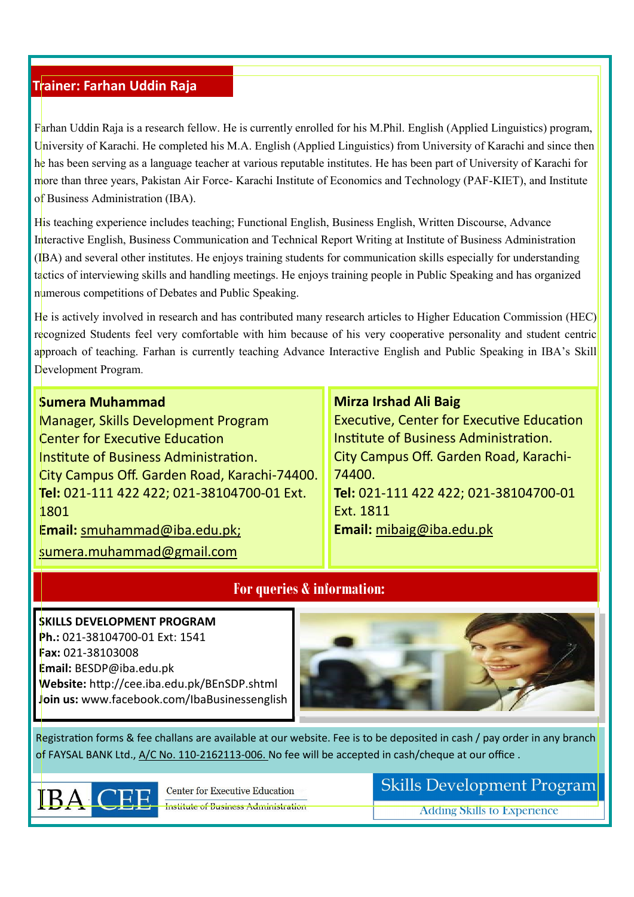## Trainer: Farhan Uddin Raja

Farhan Uddin Raja is a research fellow. He is currently enrolled for his M.Phil. English (Applied Linguistics) program, University of Karachi. He completed his M.A. English (Applied Linguistics) from University of Karachi and since then he has been serving as a language teacher at various reputable institutes. He has been part of University of Karachi for more than three years, Pakistan Air Force- Karachi Institute of Economics and Technology (PAF-KIET), and Institute of Business Administration (IBA).

His teaching experience includes teaching; Functional English, Business English, Written Discourse, Advance Interactive English, Business Communication and Technical Report Writing at Institute of Business Administration (IBA) and several other institutes. He enjoys training students for communication skills especially for understanding tactics of interviewing skills and handling meetings. He enjoys training people in Public Speaking and has organized numerous competitions of Debates and Public Speaking.

He is actively involved in research and has contributed many research articles to Higher Education Commission (HEC) recognized Students feel very comfortable with him because of his very cooperative personality and student centric approach of teaching. Farhan is currently teaching Advance Interactive English and Public Speaking in IBA's Skill Development Program.

**Sumera Muhammad**
Manager, Skills Development Program
Center for Executive Education
Institute of Business Administration.
City Campus Off. Garden Road, Karachi-74400.
**Tel:** 021-111 422 422; 021-38104700-01 Ext. 1801
**Email:** smuhammad@iba.edu.pk; sumera.muhammad@gmail.com

**Mirza Irshad Ali Baig**
Executive, Center for Executive Education
Institute of Business Administration.
City Campus Off. Garden Road, Karachi-74400.
**Tel:** 021-111 422 422; 021-38104700-01 Ext. 1811
**Email:** mibaig@iba.edu.pk

## For queries & information:

**SKILLS DEVELOPMENT PROGRAM**
**Ph.:** 021-38104700-01 Ext: 1541
**Fax:** 021-38103008
**Email:** BESDP@iba.edu.pk
**Website:** http://cee.iba.edu.pk/BEnSDP.shtml
**Join us:** www.facebook.com/IbaBusinessenglish

Registration forms & fee challans are available at our website. Fee is to be deposited in cash / pay order in any branch of FAYSAL BANK Ltd., A/C No. 110-2162113-006. No fee will be accepted in cash/cheque at our office .

IBA CEE Center for Executive Education
Institute of Business Administration

Skills Development Program
Adding Skills to Experience